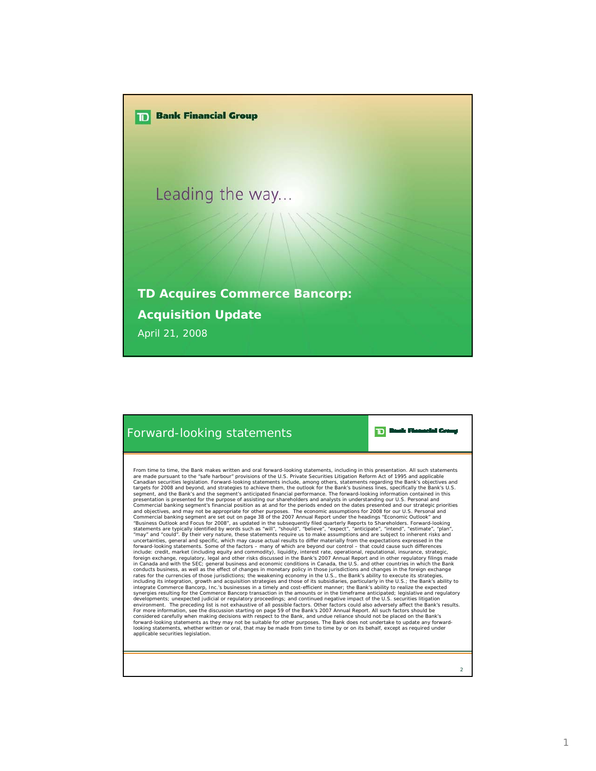**TD Bank Financial Group**

Leading the way…

# TD Acquires Commerce Bancorp: Acquisition Update

April 21, 2008

## Forward-looking statements

**TD Bank Financial Group**

From time to time, the Bank makes written and oral forward-looking statements, including in this presentation. All such statements are made pursuant to the "safe harbour" provisions of the U.S. Private Securities Litigation Reform Act of 1995 and applicable Canadian securities legislation. Forward-looking statements include, among others, statements regarding the Bank's objectives and targets for 2008 and beyond, and strategies to achieve them, the outlook for the Bank's business lines, specifically the Bank's U.S. segment, and the Bank's and the segment's anticipated financial performance. The forward-looking information contained in this presentation is presented for the purpose of assisting our shareholders and analysts in understanding our U.S. Personal and Commercial banking segment's financial position as at and for the periods ended on the dates presented and our strategic priorities and objectives, and may not be appropriate for other purposes. The economic assumptions for 2008 for our U.S. Personal and Commercial banking segment are set out on page 38 of the 2007 Annual Report under the headings "Economic Outlook" and "Business Outlook and Focus for 2008", as updated in the subsequently filed quarterly Reports to Shareholders. Forward-looking statements are typically identified by words such as "will", "should", "believe", "expect", "anticipate", "intend", "estimate", "plan", "may" and "could". By their very nature, these statements require us to make assumptions and are subject to inherent risks and uncertainties, general and specific, which may cause actual results to differ materially from the expectations expressed in the forward-looking statements. Some of the factors – many of which are beyond our control – that could cause such differences include: credit, market (including equity and commodity), liquidity, interest rate, operational, reputational, insurance, strategic, foreign exchange, regulatory, legal and other risks discussed in the Bank's 2007 Annual Report and in other regulatory filings made in Canada and with the SEC; general business and economic conditions in Canada, the U.S. and other countries in which the Bank conducts business, as well as the effect of changes in monetary policy in those jurisdictions and changes in the foreign exchange rates for the currencies of those jurisdictions; the weakening economy in the U.S., the Bank's ability to execute its strategies, including its integration, growth and acquisition strategies and those of its subsidiaries, particularly in the U.S.; the Bank's ability to integrate Commerce Bancorp, Inc.'s businesses in a timely and cost-efficient manner; the Bank's ability to realize the expected synergies resulting for the Commerce Bancorp transaction in the amounts or in the timeframe anticipated; legislative and regulatory developments; unexpected judicial or regulatory proceedings; and continued negative impact of the U.S. securities litigation environment. The preceding list is not exhaustive of all possible factors. Other factors could also adversely affect the Bank's results. For more information, see the discussion starting on page 59 of the Bank's 2007 Annual Report. All such factors should be considered carefully when making decisions with respect to the Bank, and undue reliance should not be placed on the Bank's forward-looking statements as they may not be suitable for other purposes. The Bank does not undertake to update any forward-looking statements, whether written or oral, that may be made from time to time by or on its behalf, except as required under applicable securities legislation.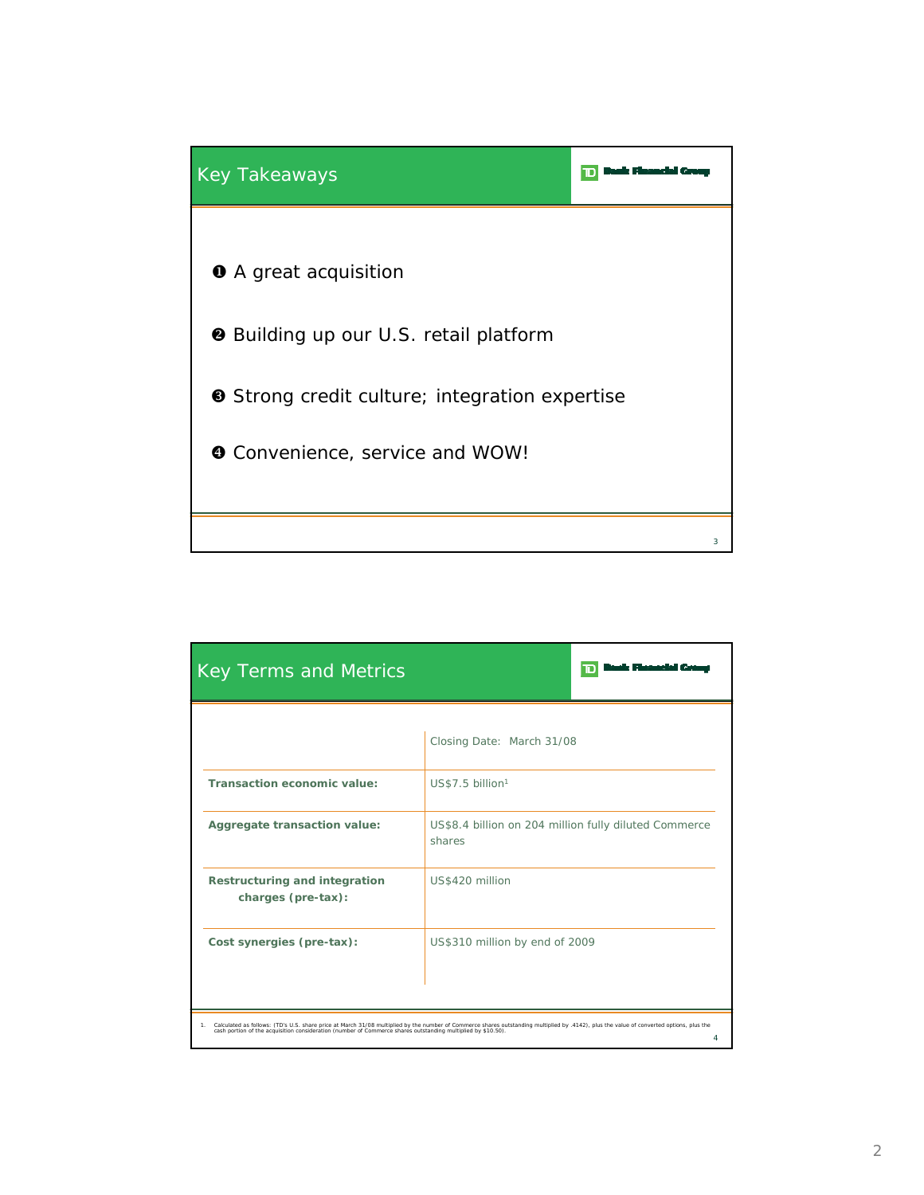## Key Takeaways

❶ A great acquisition

❷ Building up our U.S. retail platform

❸ Strong credit culture; integration expertise

❹ Convenience, service and WOW!

## Key Terms and Metrics

| | Closing Date: March 31/08 |
|---|---|
| **Transaction economic value:** | US$7.5 billion[1] |
| **Aggregate transaction value:** | US$8.4 billion on 204 million fully diluted Commerce shares |
| **Restructuring and integration charges (pre-tax):** | US$420 million |
| **Cost synergies (pre-tax):** | US$310 million by end of 2009 |

1. Calculated as follows: (TD's U.S. share price at March 31/08 multiplied by the number of Commerce shares outstanding multiplied by .4142), plus the value of converted options, plus the cash portion of the acquisition consideration (number of Commerce shares outstanding multiplied by $10.50).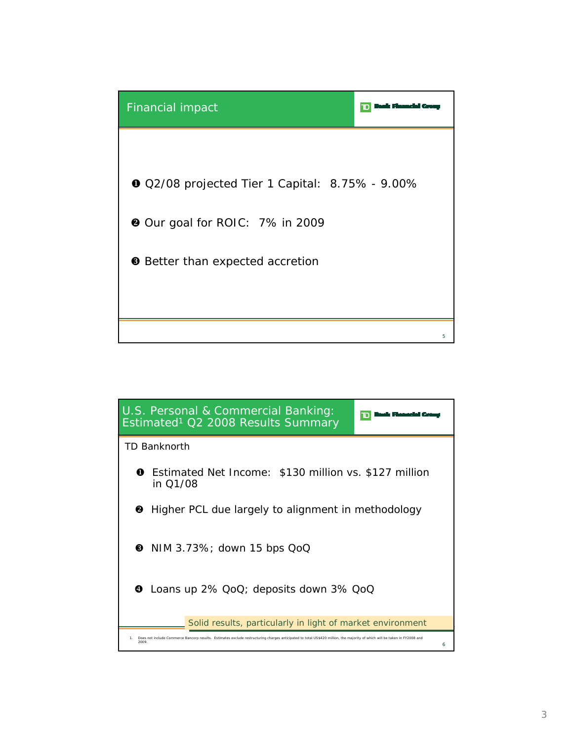## Financial impact

TD Bank Financial Group

❶ Q2/08 projected Tier 1 Capital: 8.75% - 9.00%

❷ Our goal for ROIC: 7% in 2009

❸ Better than expected accretion

## U.S. Personal & Commercial Banking: Estimated[1] Q2 2008 Results Summary

TD Bank Financial Group

TD Banknorth

❶ Estimated Net Income: $130 million vs. $127 million in Q1/08

❷ Higher PCL due largely to alignment in methodology

❸ NIM 3.73%; down 15 bps QoQ

❹ Loans up 2% QoQ; deposits down 3% QoQ

Solid results, particularly in light of market environment

1. Does not include Commerce Bancorp results. Estimates exclude restructuring charges anticipated to total US$420 million, the majority of which will be taken in FY2008 and 2009.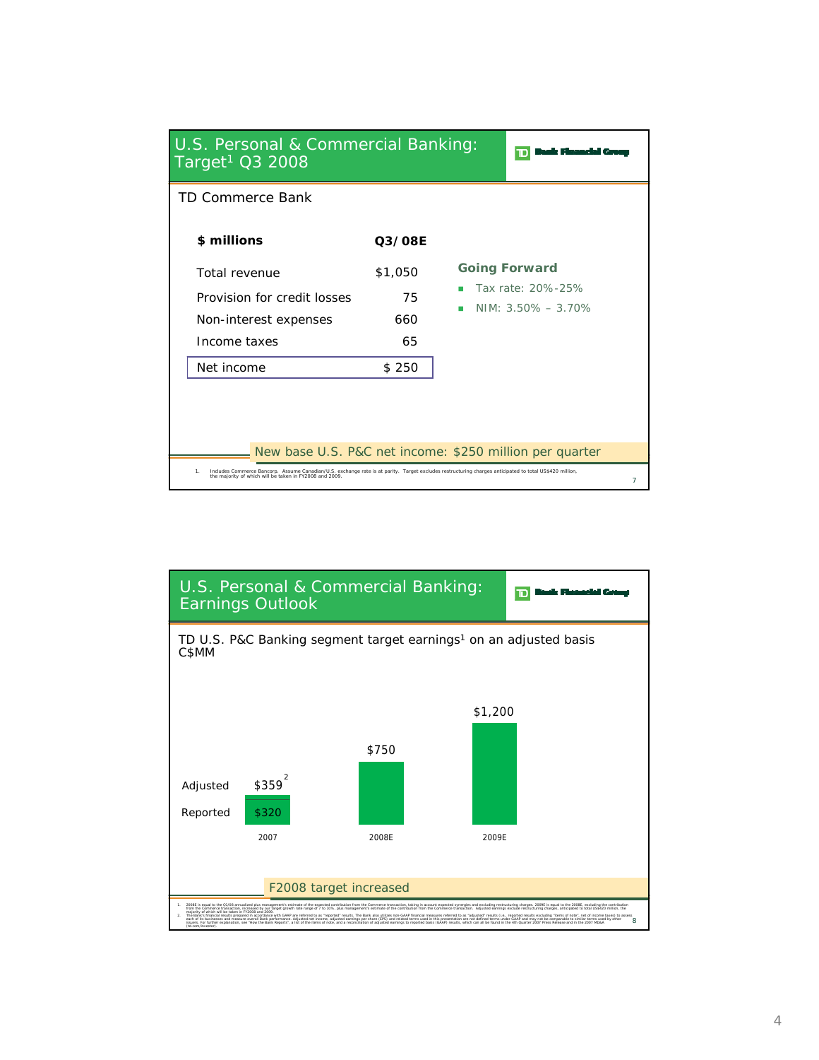## U.S. Personal & Commercial Banking: Target[1] Q3 2008

TD Bank Financial Group

### TD Commerce Bank

| $ millions | Q3/08E |
|---|---|
| Total revenue | $1,050 |
| Provision for credit losses | 75 |
| Non-interest expenses | 660 |
| Income taxes | 65 |
| Net income | $ 250 |

**Going Forward**

- Tax rate: 20%-25%
- NIM: 3.50% – 3.70%

New base U.S. P&C net income: $250 million per quarter

1. Includes Commerce Bancorp. Assume Canadian/U.S. exchange rate is at parity. Target excludes restructuring charges anticipated to total US$420 million, the majority of which will be taken in FY2008 and 2009.

## U.S. Personal & Commercial Banking: Earnings Outlook

TD Bank Financial Group

TD U.S. P&C Banking segment target earnings[1] on an adjusted basis
C$MM

| | 2007 | 2008E | 2009E |
|---|---|---|---|
| Adjusted | $359[2] | $750 | $1,200 |
| Reported | $320 | | |

F2008 target increased

1. 2008E is equal to the Q1/08 annualized plus management's estimate of the expected contribution from the Commerce transaction, taking in account expected synergies and excluding restructuring charges. 2009E is equal to the 2008E, excluding the contribution from the Commerce transaction, increased by our target growth rate range of 7 to 10%, plus management's estimate of the contribution from the Commerce transaction. Adjusted earnings exclude restructuring charges, anticipated to total US$420 million, the majority of which will be taken in FY2008 and 2009.
2. The Bank's financial results prepared in accordance with GAAP are referred to as "reported" results. The Bank also utilizes non-GAAP financial measures referred to as "adjusted" results (i.e., reported results excluding "items of note", net of income taxes) to assess each of its businesses and measure overall Bank performance. Adjusted net income, adjusted earnings per share (EPS) and related terms used in this presentation are not defined terms under GAAP and may not be comparable to similar terms used by other issuers. For further explanation, see "How the Bank Reports", a list of the items of note, and a reconciliation of adjusted earnings to reported basis (GAAP) results, which can all be found in the 4th Quarter 2007 Press Release and in the 2007 MD&A (td.com/investor).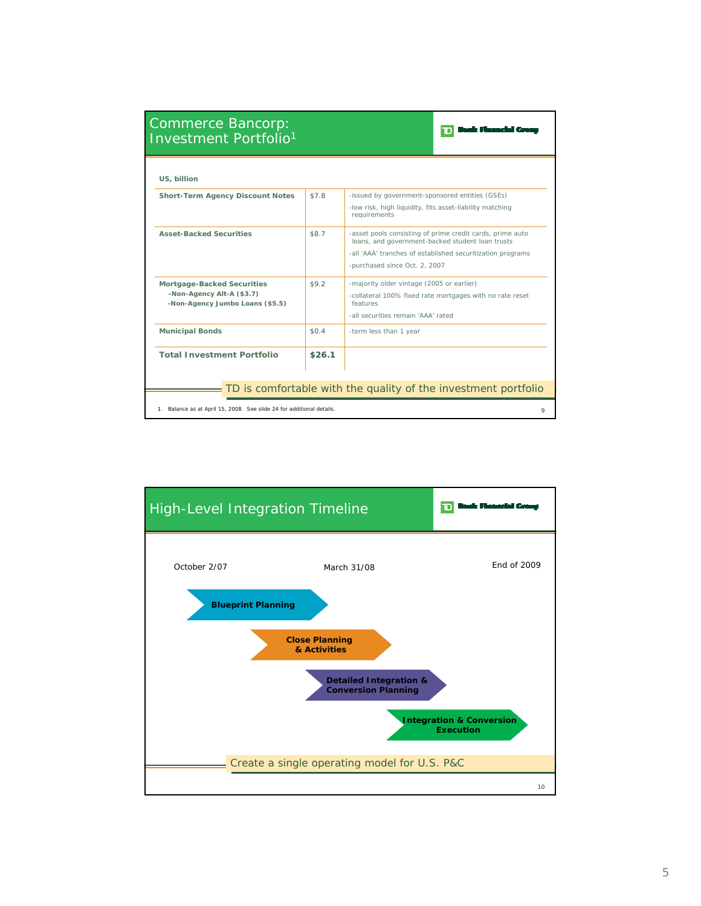## Commerce Bancorp: Investment Portfolio[1]

TD Bank Financial Group

| US, billion | | |
|---|---|---|
| **Short-Term Agency Discount Notes** | $7.8 | -issued by government-sponsored entities (GSEs)<br>-low risk, high liquidity, fits asset-liability matching requirements |
| **Asset-Backed Securities** | $8.7 | -asset pools consisting of prime credit cards, prime auto loans, and government-backed student loan trusts<br>-all 'AAA' tranches of established securitization programs<br>-purchased since Oct. 2, 2007 |
| **Mortgage-Backed Securities**<br>**-Non-Agency Alt-A ($3.7)**<br>**-Non-Agency Jumbo Loans ($5.5)** | $9.2 | -majority older vintage (2005 or earlier)<br>-collateral 100% fixed rate mortgages with no rate reset features<br>-all securities remain 'AAA' rated |
| **Municipal Bonds** | $0.4 | -term less than 1 year |
| **Total Investment Portfolio** | **$26.1** | |

TD is comfortable with the quality of the investment portfolio

1. Balance as at April 15, 2008. See slide 24 for additional details.

## High-Level Integration Timeline

TD Bank Financial Group

October 2/07 — March 31/08 — End of 2009

- **Blueprint Planning**
- **Close Planning & Activities**
- **Detailed Integration & Conversion Planning**
- **Integration & Conversion Execution**

Create a single operating model for U.S. P&C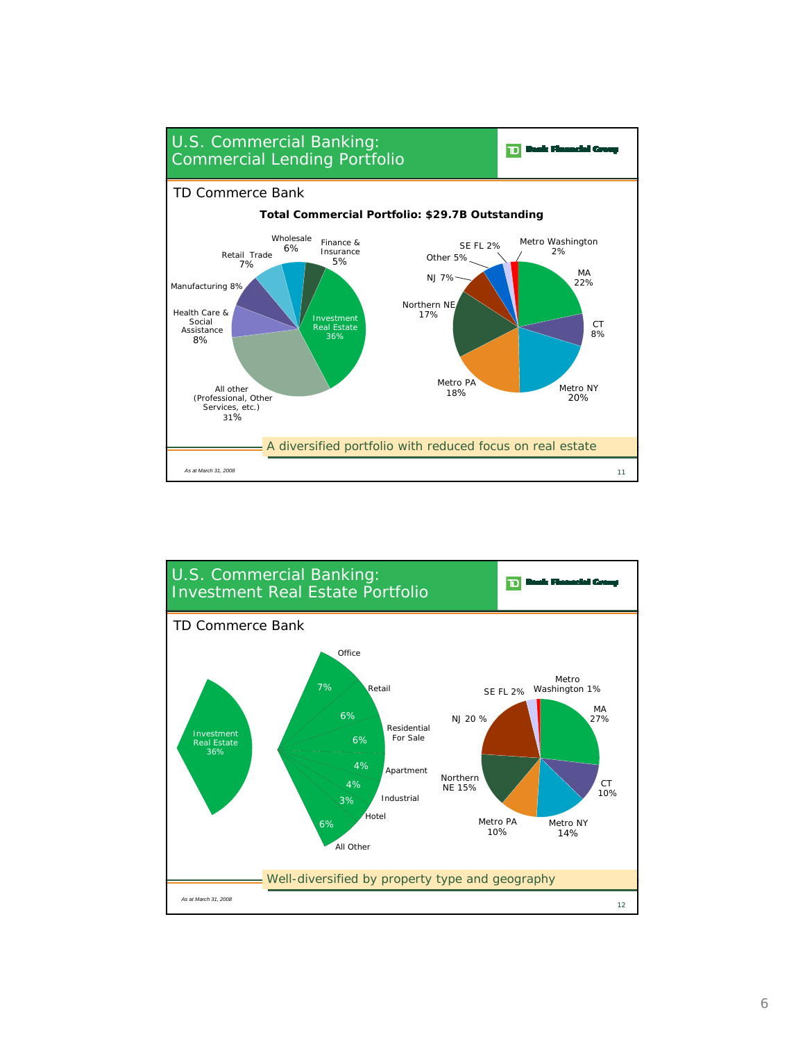## U.S. Commercial Banking: Commercial Lending Portfolio

TD Bank Financial Group

TD Commerce Bank

**Total Commercial Portfolio: $29.7B Outstanding**

| Industry | % |
|---|---|
| Investment Real Estate | 36% |
| All other (Professional, Other Services, etc.) | 31% |
| Health Care & Social Assistance | 8% |
| Manufacturing | 8% |
| Retail Trade | 7% |
| Wholesale | 6% |
| Finance & Insurance | 5% |

| Geography | % |
|---|---|
| MA | 22% |
| CT | 8% |
| Metro NY | 20% |
| Metro PA | 18% |
| Northern NE | 17% |
| NJ | 7% |
| Other | 5% |
| SE FL | 2% |
| Metro Washington | 2% |

A diversified portfolio with reduced focus on real estate

*As at March 31, 2008*

## U.S. Commercial Banking: Investment Real Estate Portfolio

TD Bank Financial Group

TD Commerce Bank

Investment Real Estate 36%

| Property Type | % |
|---|---|
| Office | 7% |
| Retail | 6% |
| Residential For Sale | 6% |
| Apartment | 4% |
| Industrial | 4% |
| Hotel | 3% |
| All Other | 6% |

| Geography | % |
|---|---|
| MA | 27% |
| CT | 10% |
| Metro NY | 14% |
| Metro PA | 10% |
| Northern NE | 15% |
| NJ | 20 % |
| SE FL | 2% |
| Metro Washington | 1% |

Well-diversified by property type and geography

*As at March 31, 2008*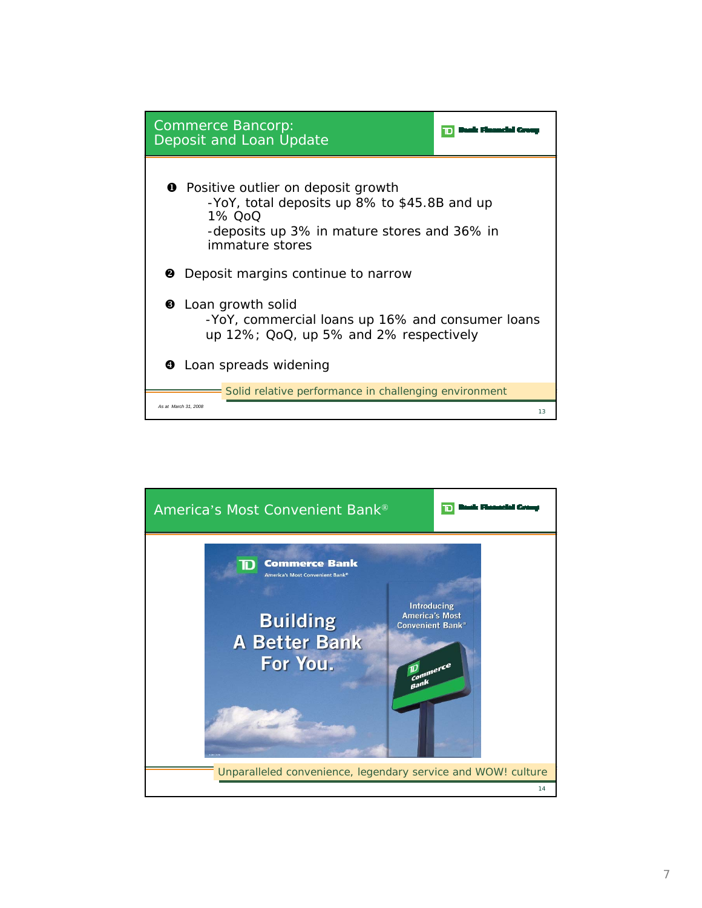## Commerce Bancorp: Deposit and Loan Update

TD Bank Financial Group

1. Positive outlier on deposit growth
   - -YoY, total deposits up 8% to $45.8B and up 1% QoQ
   - -deposits up 3% in mature stores and 36% in immature stores
2. Deposit margins continue to narrow
3. Loan growth solid
   - -YoY, commercial loans up 16% and consumer loans up 12%; QoQ, up 5% and 2% respectively
4. Loan spreads widening

Solid relative performance in challenging environment

*As at March 31, 2008*

## America's Most Convenient Bank®

TD Bank Financial Group

TD Commerce Bank
America's Most Convenient Bank®

Building A Better Bank For You.

Introducing America's Most Convenient Bank®

TD Commerce Bank

Unparalleled convenience, legendary service and WOW! culture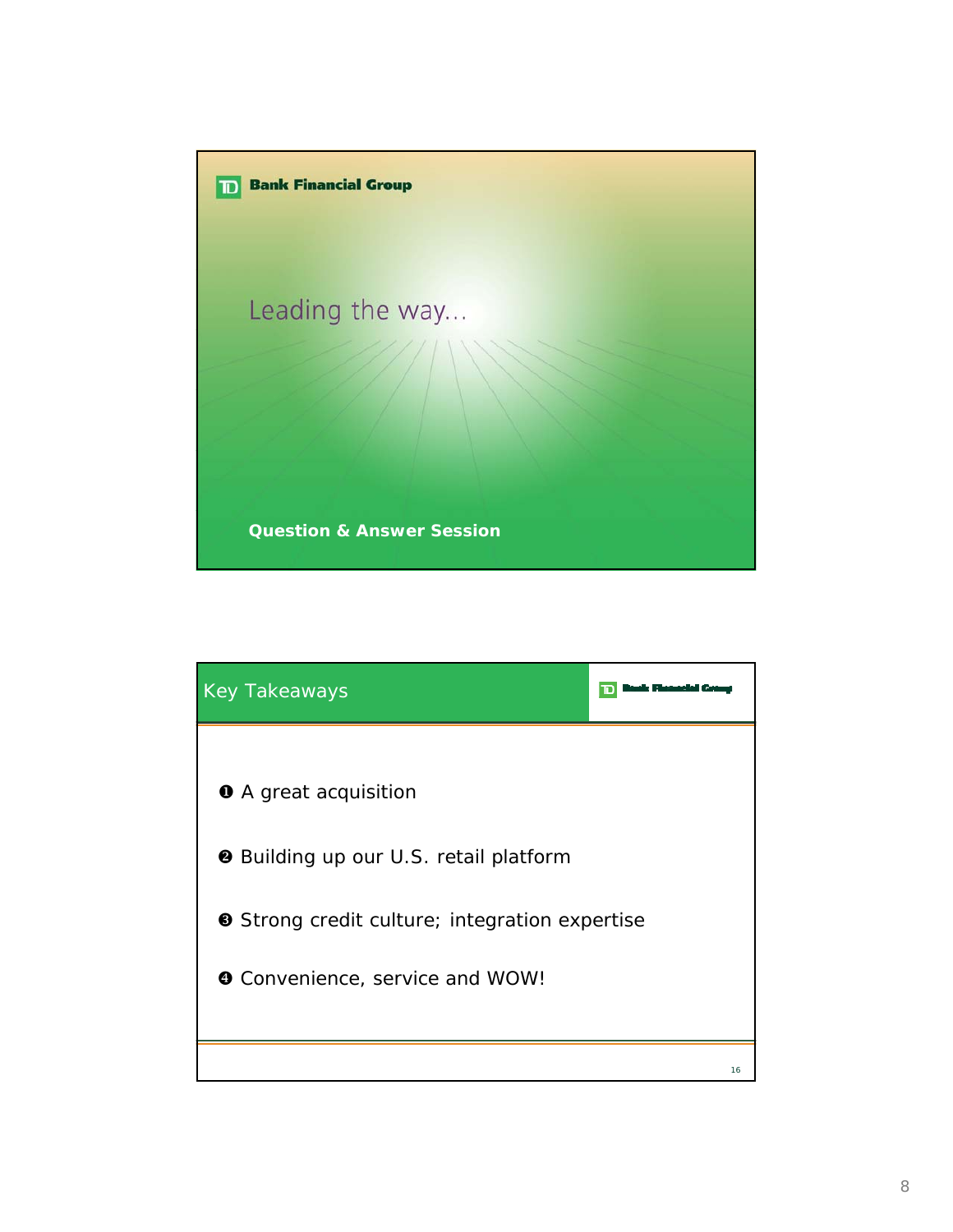TD Bank Financial Group

## Leading the way…

**Question & Answer Session**

---

## Key Takeaways

TD Bank Financial Group

❶ A great acquisition

❷ Building up our U.S. retail platform

❸ Strong credit culture; integration expertise

❹ Convenience, service and WOW!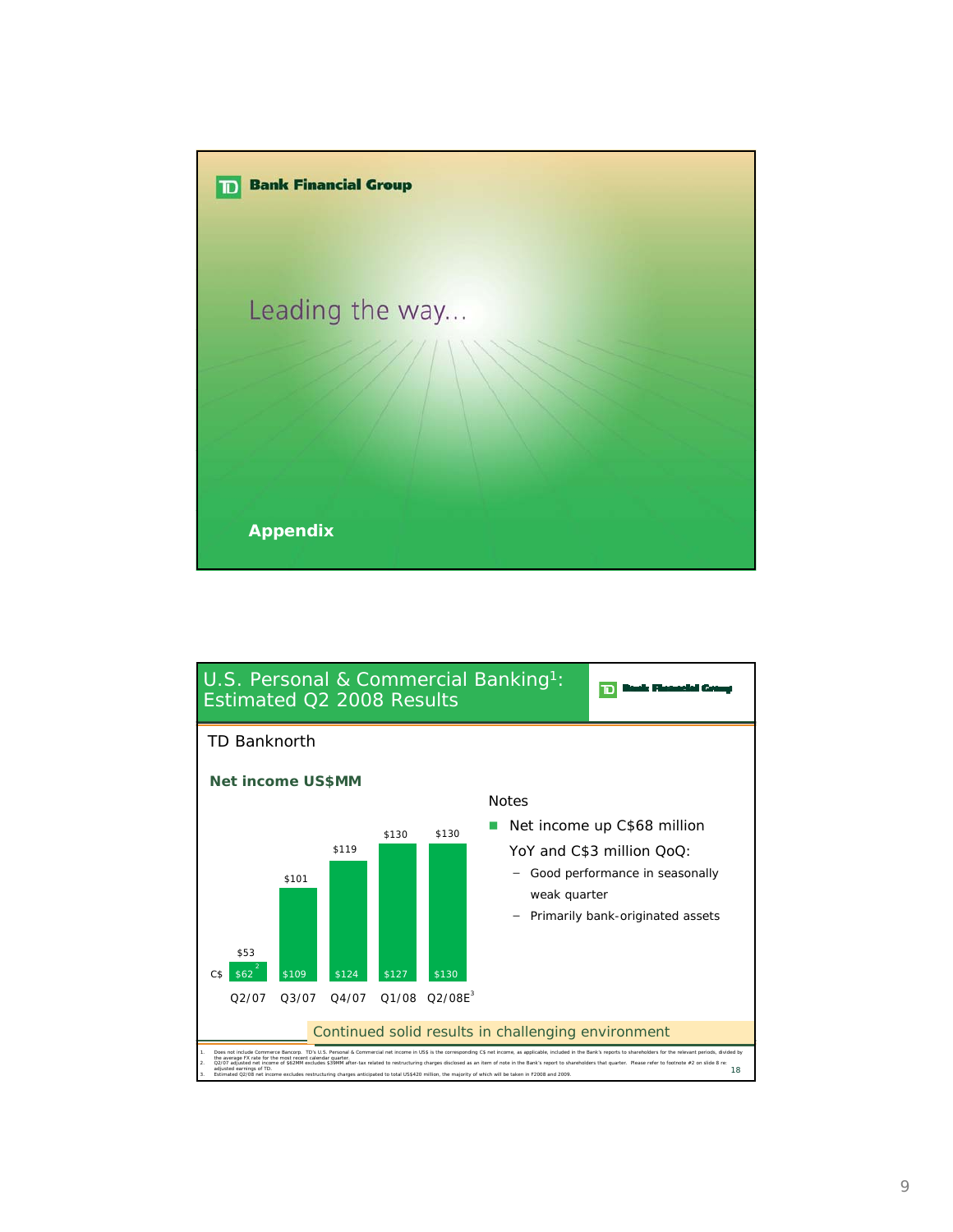TD Bank Financial Group

Leading the way…

**Appendix**

---

## U.S. Personal & Commercial Banking[1]: Estimated Q2 2008 Results

TD Bank Financial Group

TD Banknorth

**Net income US$MM**

| | Q2/07 | Q3/07 | Q4/07 | Q1/08 | Q2/08E[3] |
|---|---|---|---|---|---|
| US$ | $53 | $101 | $119 | $130 | $130 |
| C$ | $62[2] | $109 | $124 | $127 | $130 |

Notes

- Net income up C$68 million YoY and C$3 million QoQ:
  - Good performance in seasonally weak quarter
  - Primarily bank-originated assets

Continued solid results in challenging environment

1. Does not include Commerce Bancorp. TD's U.S. Personal & Commercial net income in US$ is the corresponding C$ net income, as applicable, included in the Bank's reports to shareholders for the relevant periods, divided by the average FX rate for the most recent calendar quarter.
2. Q2/07 adjusted net income of $62MM excludes $39MM after-tax related to restructuring charges disclosed as an item of note in the Bank's report to shareholders that quarter. Please refer to footnote #2 on slide 8 re: adjusted earnings of TD.
3. Estimated Q2/08 net income excludes restructuring charges anticipated to total US$420 million, the majority of which will be taken in F2008 and 2009.

18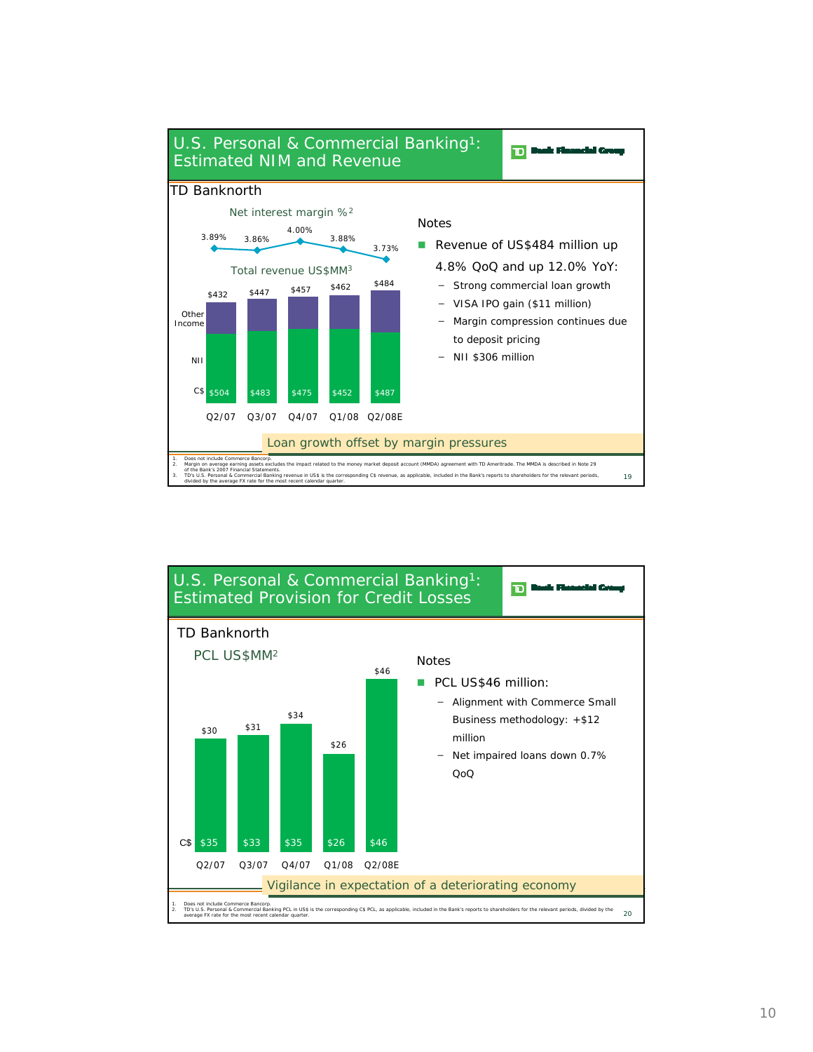## U.S. Personal & Commercial Banking[1]: Estimated NIM and Revenue

TD Bank Financial Group

### TD Banknorth

Net interest margin %[2]

| | Q2/07 | Q3/07 | Q4/07 | Q1/08 | Q2/08E |
|---|---|---|---|---|---|
| Net interest margin % | 3.89% | 3.86% | 4.00% | 3.88% | 3.73% |

Total revenue US$MM[3]

| | Q2/07 | Q3/07 | Q4/07 | Q1/08 | Q2/08E |
|---|---|---|---|---|---|
| Total revenue US$MM (Other Income + NII) | $432 | $447 | $457 | $462 | $484 |
| C$ | $504 | $483 | $475 | $452 | $487 |

**Notes**

- Revenue of US$484 million up 4.8% QoQ and up 12.0% YoY:
  - Strong commercial loan growth
  - VISA IPO gain ($11 million)
  - Margin compression continues due to deposit pricing
  - NII $306 million

Loan growth offset by margin pressures

1. Does not include Commerce Bancorp.
2. Margin on average earning assets excludes the impact related to the money market deposit account (MMDA) agreement with TD Ameritrade. The MMDA is described in Note 29 of the Bank's 2007 Financial Statements.
3. TD's U.S. Personal & Commercial Banking revenue in US$ is the corresponding C$ revenue, as applicable, included in the Bank's reports to shareholders for the relevant periods, divided by the average FX rate for the most recent calendar quarter.

## U.S. Personal & Commercial Banking[1]: Estimated Provision for Credit Losses

TD Bank Financial Group

### TD Banknorth

PCL US$MM[2]

| | Q2/07 | Q3/07 | Q4/07 | Q1/08 | Q2/08E |
|---|---|---|---|---|---|
| PCL US$MM | $30 | $31 | $34 | $26 | $46 |
| C$ | $35 | $33 | $35 | $26 | $46 |

**Notes**

- PCL US$46 million:
  - Alignment with Commerce Small Business methodology: +$12 million
  - Net impaired loans down 0.7% QoQ

Vigilance in expectation of a deteriorating economy

1. Does not include Commerce Bancorp.
2. TD's U.S. Personal & Commercial Banking PCL in US$ is the corresponding C$ PCL, as applicable, included in the Bank's reports to shareholders for the relevant periods, divided by the average FX rate for the most recent calendar quarter.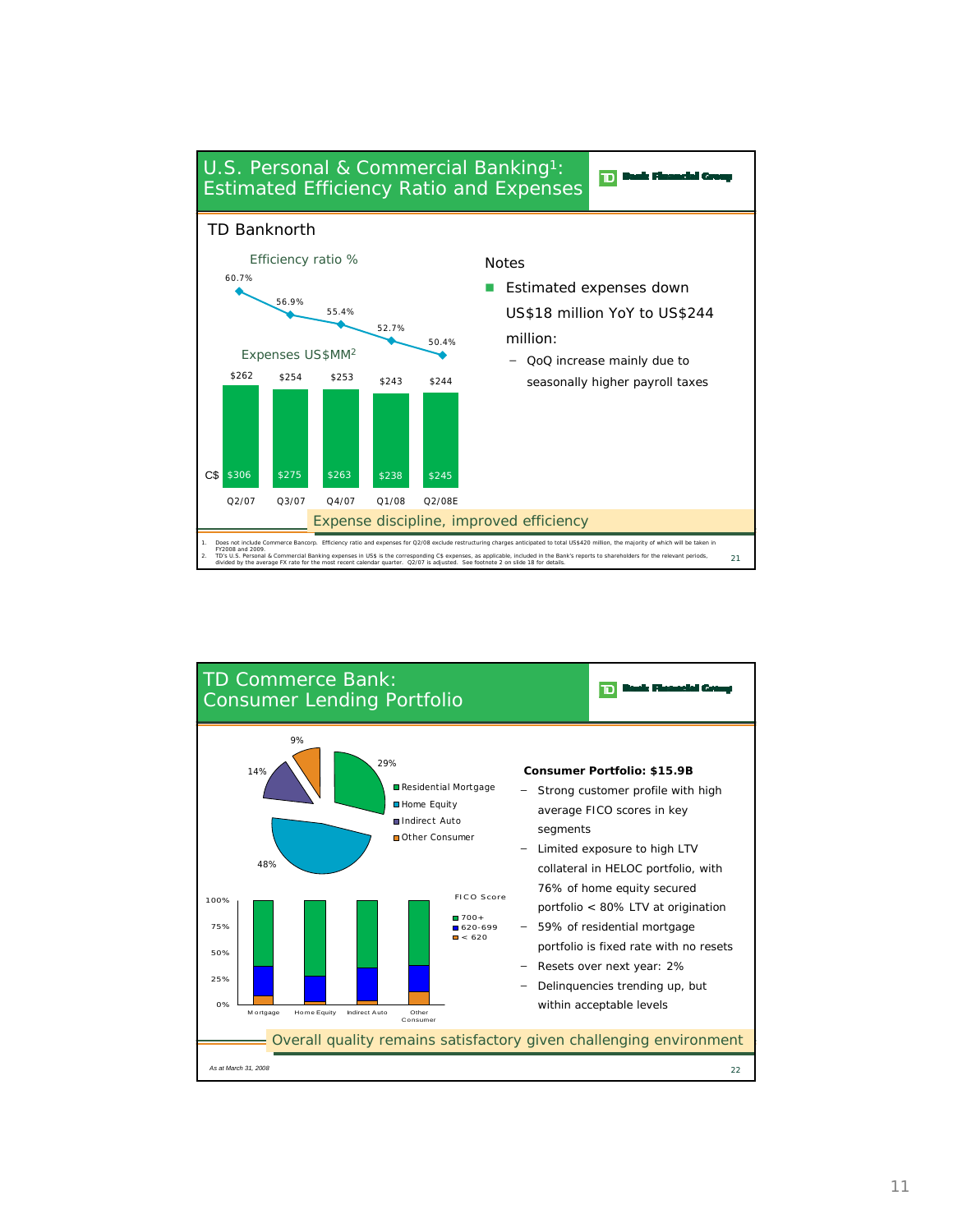## U.S. Personal & Commercial Banking[1]: Estimated Efficiency Ratio and Expenses

### TD Banknorth

Efficiency ratio %

| | Q2/07 | Q3/07 | Q4/07 | Q1/08 | Q2/08E |
|---|---|---|---|---|---|
| Efficiency ratio % | 60.7% | 56.9% | 55.4% | 52.7% | 50.4% |
| Expenses US$MM[2] | $262 | $254 | $253 | $243 | $244 |
| C$ | $306 | $275 | $263 | $238 | $245 |

**Notes**

- Estimated expenses down US$18 million YoY to US$244 million:
  - QoQ increase mainly due to seasonally higher payroll taxes

Expense discipline, improved efficiency

1. Does not include Commerce Bancorp. Efficiency ratio and expenses for Q2/08 exclude restructuring charges anticipated to total US$420 million, the majority of which will be taken in FY2008 and 2009.
2. TD's U.S. Personal & Commercial Banking expenses in US$ is the corresponding C$ expenses, as applicable, included in the Bank's reports to shareholders for the relevant periods, divided by the average FX rate for the most recent calendar quarter. Q2/07 is adjusted. See footnote 2 on slide 18 for details.

## TD Commerce Bank: Consumer Lending Portfolio

| Segment | Share |
|---|---|
| Residential Mortgage | 29% |
| Home Equity | 48% |
| Indirect Auto | 14% |
| Other Consumer | 9% |

FICO Score: 700+, 620-699, < 620 (by Mortgage, Home Equity, Indirect Auto, Other Consumer)

**Consumer Portfolio: $15.9B**

- Strong customer profile with high average FICO scores in key segments
- Limited exposure to high LTV collateral in HELOC portfolio, with 76% of home equity secured portfolio < 80% LTV at origination
- 59% of residential mortgage portfolio is fixed rate with no resets
- Resets over next year: 2%
- Delinquencies trending up, but within acceptable levels

Overall quality remains satisfactory given challenging environment

*As at March 31, 2008*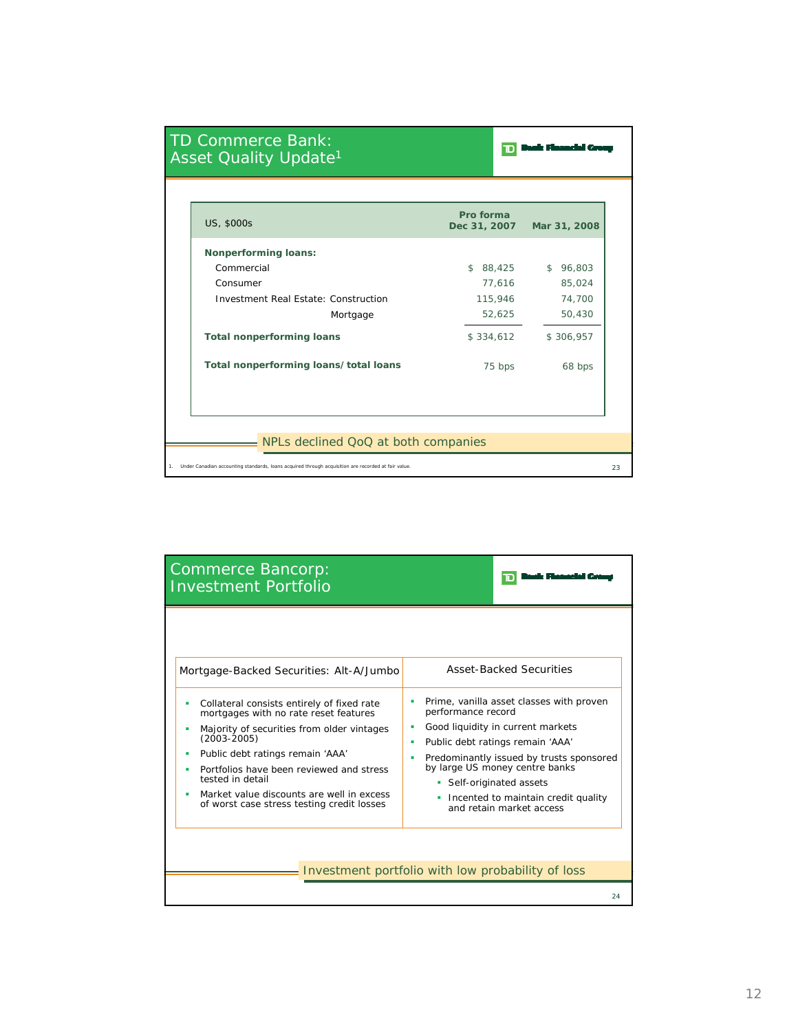## TD Commerce Bank: Asset Quality Update[1]

TD Bank Financial Group

| US, $000s | Pro forma Dec 31, 2007 | Mar 31, 2008 |
|---|---|---|
| **Nonperforming loans:** | | |
| Commercial | $ 88,425 | $ 96,803 |
| Consumer | 77,616 | 85,024 |
| Investment Real Estate: Construction | 115,946 | 74,700 |
| Mortgage | 52,625 | 50,430 |
| **Total nonperforming loans** | $ 334,612 | $ 306,957 |
| **Total nonperforming loans/ total loans** | 75 bps | 68 bps |

NPLs declined QoQ at both companies

1. Under Canadian accounting standards, loans acquired through acquisition are recorded at fair value.

## Commerce Bancorp: Investment Portfolio

TD Bank Financial Group

| Mortgage-Backed Securities: Alt-A/Jumbo | Asset-Backed Securities |
|---|---|
| ▪ Collateral consists entirely of fixed rate mortgages with no rate reset features<br>▪ Majority of securities from older vintages (2003-2005)<br>▪ Public debt ratings remain 'AAA'<br>▪ Portfolios have been reviewed and stress tested in detail<br>▪ Market value discounts are well in excess of worst case stress testing credit losses | ▪ Prime, vanilla asset classes with proven performance record<br>▪ Good liquidity in current markets<br>▪ Public debt ratings remain 'AAA'<br>▪ Predominantly issued by trusts sponsored by large US money centre banks<br>  ▪ Self-originated assets<br>  ▪ Incented to maintain credit quality and retain market access |

Investment portfolio with low probability of loss